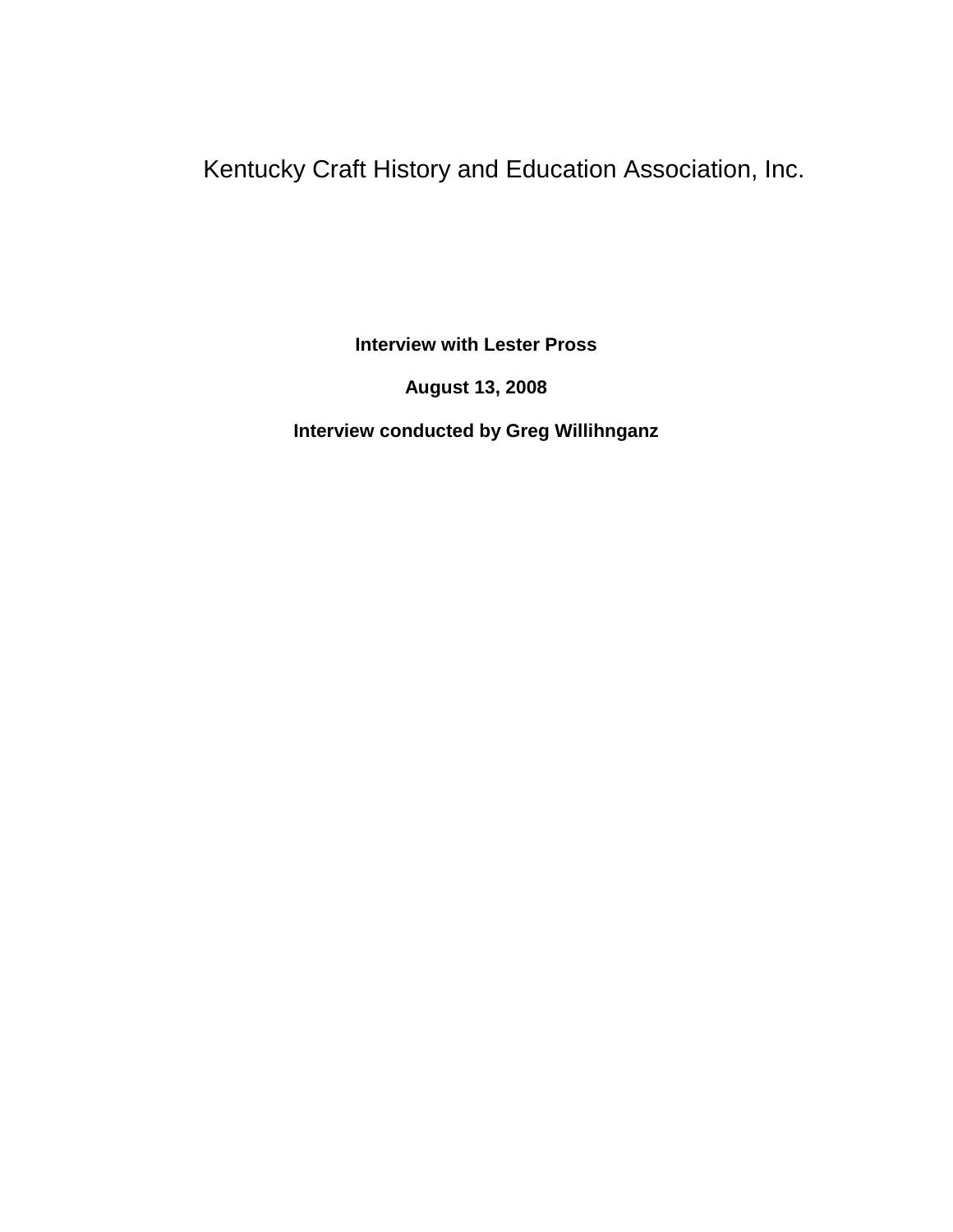# Kentucky Craft History and Education Association, Inc.

**Interview with Lester Pross**

**August 13, 2008**

**Interview conducted by Greg Willihnganz**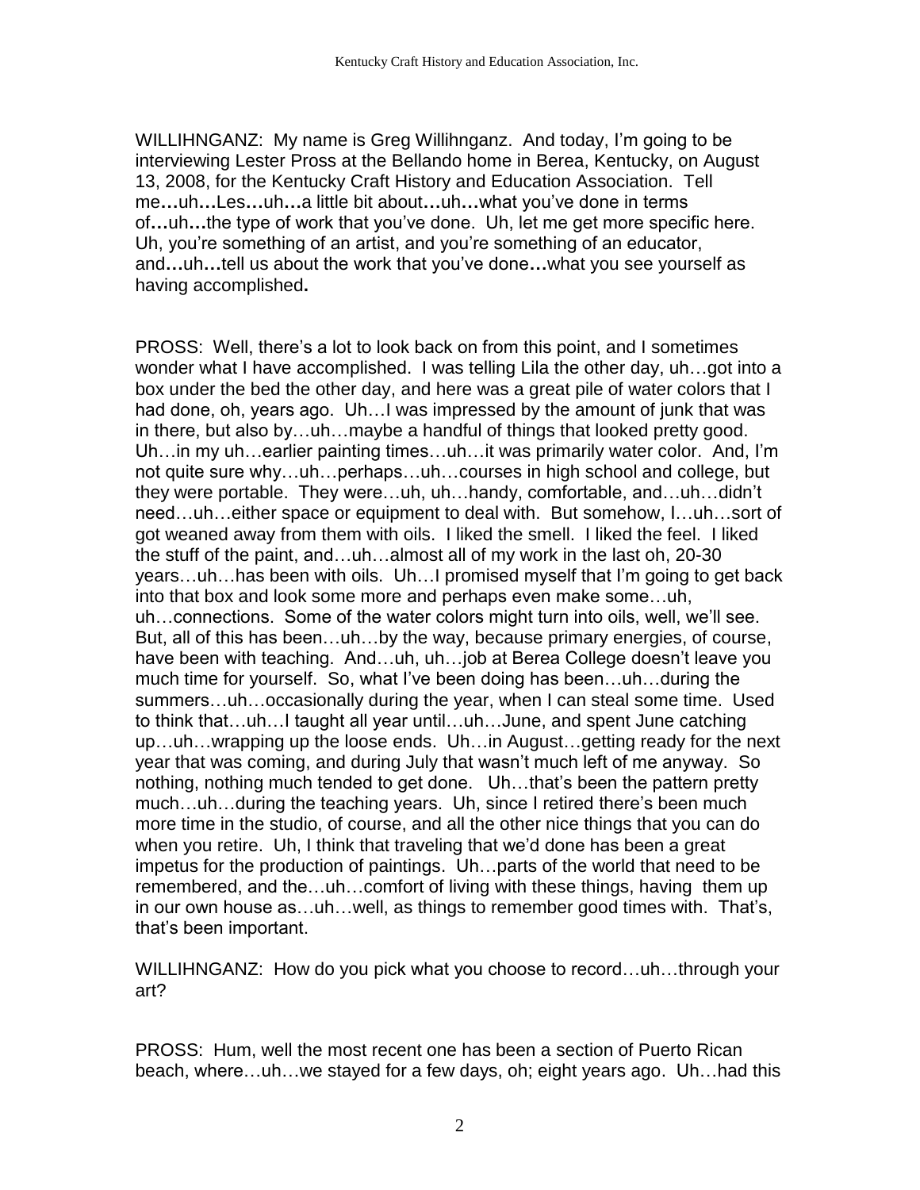WILLIHNGANZ: My name is Greg Willihnganz. And today, I'm going to be interviewing Lester Pross at the Bellando home in Berea, Kentucky, on August 13, 2008, for the Kentucky Craft History and Education Association. Tell me…uh…Les…uh…a little bit about…uh…what you've done in terms of…uh…the type of work that you've done. Uh, let me get more specific here. Uh, you're something of an artist, and you're something of an educator, and…uh…tell us about the work that you've done…what you see yourself as having accomplished.

PROSS: Well, there's a lot to look back on from this point, and I sometimes wonder what I have accomplished. I was telling Lila the other day, uh…got into a box under the bed the other day, and here was a great pile of water colors that I had done, oh, years ago. Uh…I was impressed by the amount of junk that was in there, but also by…uh…maybe a handful of things that looked pretty good. Uh…in my uh…earlier painting times…uh…it was primarily water color. And, I'm not quite sure why…uh…perhaps…uh…courses in high school and college, but they were portable. They were…uh, uh…handy, comfortable, and…uh…didn't need…uh…either space or equipment to deal with. But somehow, I…uh…sort of got weaned away from them with oils. I liked the smell. I liked the feel. I liked the stuff of the paint, and…uh…almost all of my work in the last oh, 20-30 years…uh…has been with oils. Uh…I promised myself that I'm going to get back into that box and look some more and perhaps even make some…uh, uh…connections. Some of the water colors might turn into oils, well, we'll see. But, all of this has been…uh…by the way, because primary energies, of course, have been with teaching. And…uh, uh…job at Berea College doesn't leave you much time for yourself. So, what I've been doing has been…uh…during the summers…uh…occasionally during the year, when I can steal some time. Used to think that…uh…I taught all year until…uh…June, and spent June catching up…uh…wrapping up the loose ends. Uh…in August…getting ready for the next year that was coming, and during July that wasn't much left of me anyway. So nothing, nothing much tended to get done. Uh…that's been the pattern pretty much…uh…during the teaching years. Uh, since I retired there's been much more time in the studio, of course, and all the other nice things that you can do when you retire. Uh, I think that traveling that we'd done has been a great impetus for the production of paintings. Uh…parts of the world that need to be remembered, and the…uh…comfort of living with these things, having them up in our own house as…uh…well, as things to remember good times with. That's, that's been important.

WILLIHNGANZ: How do you pick what you choose to record…uh…through your art?

PROSS: Hum, well the most recent one has been a section of Puerto Rican beach, where…uh…we stayed for a few days, oh; eight years ago. Uh…had this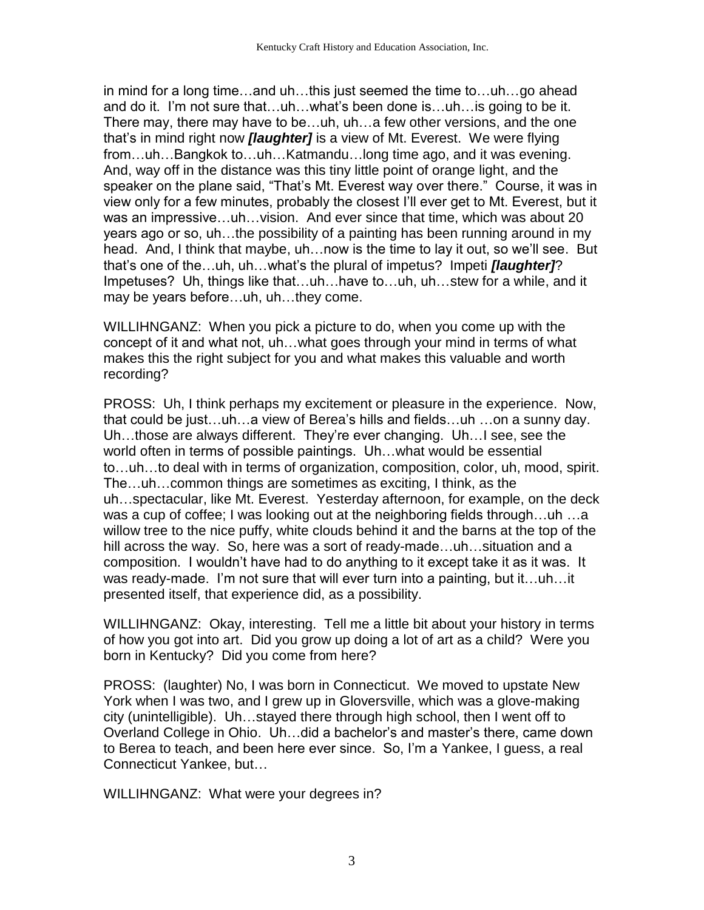in mind for a long time…and uh…this just seemed the time to…uh…go ahead and do it. I'm not sure that…uh…what's been done is…uh…is going to be it. There may, there may have to be…uh, uh…a few other versions, and the one that's in mind right now ***[laughter]*** is a view of Mt. Everest. We were flying from…uh…Bangkok to…uh…Katmandu…long time ago, and it was evening. And, way off in the distance was this tiny little point of orange light, and the speaker on the plane said, "That's Mt. Everest way over there." Course, it was in view only for a few minutes, probably the closest I'll ever get to Mt. Everest, but it was an impressive…uh…vision. And ever since that time, which was about 20 years ago or so, uh…the possibility of a painting has been running around in my head. And, I think that maybe, uh…now is the time to lay it out, so we'll see. But that's one of the…uh, uh…what's the plural of impetus? Impeti ***[laughter]***? Impetuses? Uh, things like that…uh…have to…uh, uh…stew for a while, and it may be years before…uh, uh…they come.

WILLIHNGANZ: When you pick a picture to do, when you come up with the concept of it and what not, uh…what goes through your mind in terms of what makes this the right subject for you and what makes this valuable and worth recording?

PROSS: Uh, I think perhaps my excitement or pleasure in the experience. Now, that could be just…uh…a view of Berea's hills and fields…uh …on a sunny day. Uh…those are always different. They're ever changing. Uh…I see, see the world often in terms of possible paintings. Uh…what would be essential to…uh…to deal with in terms of organization, composition, color, uh, mood, spirit. The…uh…common things are sometimes as exciting, I think, as the uh…spectacular, like Mt. Everest. Yesterday afternoon, for example, on the deck was a cup of coffee; I was looking out at the neighboring fields through…uh …a willow tree to the nice puffy, white clouds behind it and the barns at the top of the hill across the way. So, here was a sort of ready-made…uh…situation and a composition. I wouldn't have had to do anything to it except take it as it was. It was ready-made. I'm not sure that will ever turn into a painting, but it…uh…it presented itself, that experience did, as a possibility.

WILLIHNGANZ: Okay, interesting. Tell me a little bit about your history in terms of how you got into art. Did you grow up doing a lot of art as a child? Were you born in Kentucky? Did you come from here?

PROSS: (laughter) No, I was born in Connecticut. We moved to upstate New York when I was two, and I grew up in Gloversville, which was a glove-making city (unintelligible). Uh…stayed there through high school, then I went off to Overland College in Ohio. Uh…did a bachelor's and master's there, came down to Berea to teach, and been here ever since. So, I'm a Yankee, I guess, a real Connecticut Yankee, but…

WILLIHNGANZ: What were your degrees in?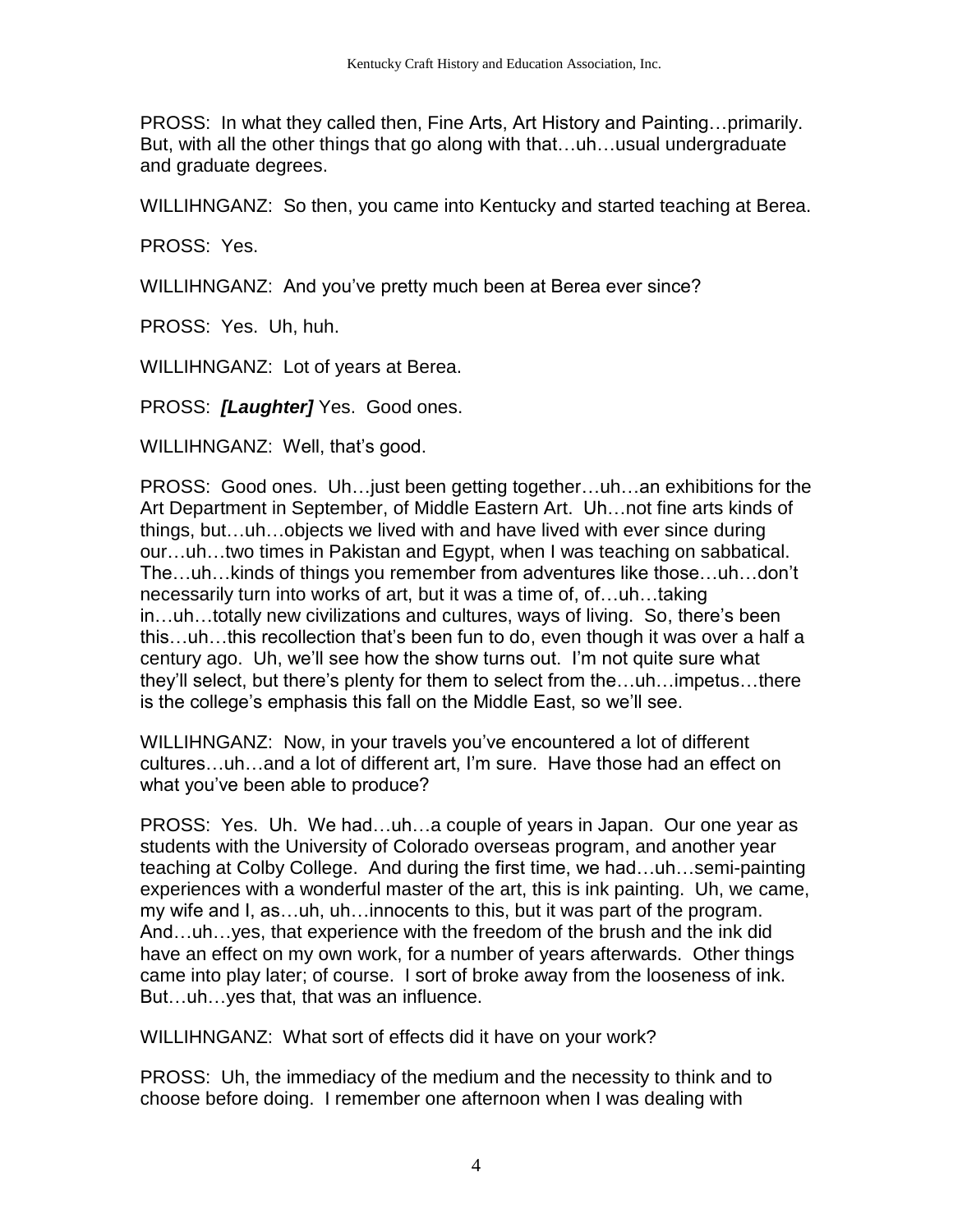PROSS: In what they called then, Fine Arts, Art History and Painting…primarily. But, with all the other things that go along with that…uh…usual undergraduate and graduate degrees.

WILLIHNGANZ: So then, you came into Kentucky and started teaching at Berea.

PROSS: Yes.

WILLIHNGANZ: And you've pretty much been at Berea ever since?

PROSS: Yes. Uh, huh.

WILLIHNGANZ: Lot of years at Berea.

PROSS: ***[Laughter]*** Yes. Good ones.

WILLIHNGANZ: Well, that's good.

PROSS: Good ones. Uh…just been getting together…uh…an exhibitions for the Art Department in September, of Middle Eastern Art. Uh…not fine arts kinds of things, but…uh…objects we lived with and have lived with ever since during our…uh…two times in Pakistan and Egypt, when I was teaching on sabbatical. The…uh…kinds of things you remember from adventures like those…uh…don't necessarily turn into works of art, but it was a time of, of…uh…taking in…uh…totally new civilizations and cultures, ways of living. So, there's been this…uh…this recollection that's been fun to do, even though it was over a half a century ago. Uh, we'll see how the show turns out. I'm not quite sure what they'll select, but there's plenty for them to select from the…uh…impetus…there is the college's emphasis this fall on the Middle East, so we'll see.

WILLIHNGANZ: Now, in your travels you've encountered a lot of different cultures…uh…and a lot of different art, I'm sure. Have those had an effect on what you've been able to produce?

PROSS: Yes. Uh. We had…uh…a couple of years in Japan. Our one year as students with the University of Colorado overseas program, and another year teaching at Colby College. And during the first time, we had…uh…semi-painting experiences with a wonderful master of the art, this is ink painting. Uh, we came, my wife and I, as…uh, uh…innocents to this, but it was part of the program. And…uh…yes, that experience with the freedom of the brush and the ink did have an effect on my own work, for a number of years afterwards. Other things came into play later; of course. I sort of broke away from the looseness of ink. But…uh…yes that, that was an influence.

WILLIHNGANZ: What sort of effects did it have on your work?

PROSS: Uh, the immediacy of the medium and the necessity to think and to choose before doing. I remember one afternoon when I was dealing with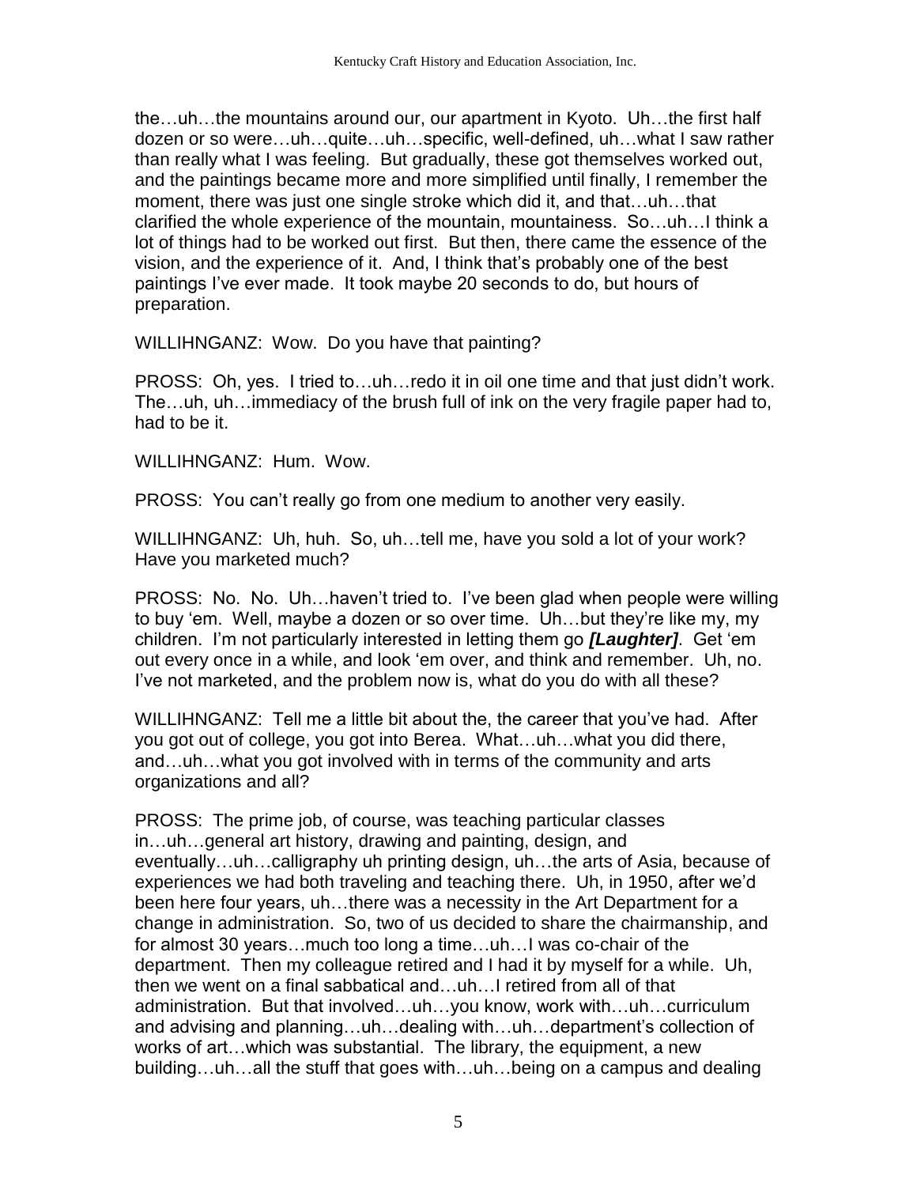the…uh…the mountains around our, our apartment in Kyoto. Uh…the first half dozen or so were…uh…quite…uh…specific, well-defined, uh…what I saw rather than really what I was feeling. But gradually, these got themselves worked out, and the paintings became more and more simplified until finally, I remember the moment, there was just one single stroke which did it, and that…uh…that clarified the whole experience of the mountain, mountainess. So…uh…I think a lot of things had to be worked out first. But then, there came the essence of the vision, and the experience of it. And, I think that's probably one of the best paintings I've ever made. It took maybe 20 seconds to do, but hours of preparation.

WILLIHNGANZ: Wow. Do you have that painting?

PROSS: Oh, yes. I tried to…uh…redo it in oil one time and that just didn't work. The…uh, uh…immediacy of the brush full of ink on the very fragile paper had to, had to be it.

WILLIHNGANZ: Hum. Wow.

PROSS: You can't really go from one medium to another very easily.

WILLIHNGANZ: Uh, huh. So, uh…tell me, have you sold a lot of your work? Have you marketed much?

PROSS: No. No. Uh…haven't tried to. I've been glad when people were willing to buy 'em. Well, maybe a dozen or so over time. Uh…but they're like my, my children. I'm not particularly interested in letting them go ***[Laughter]***. Get 'em out every once in a while, and look 'em over, and think and remember. Uh, no. I've not marketed, and the problem now is, what do you do with all these?

WILLIHNGANZ: Tell me a little bit about the, the career that you've had. After you got out of college, you got into Berea. What…uh…what you did there, and…uh…what you got involved with in terms of the community and arts organizations and all?

PROSS: The prime job, of course, was teaching particular classes in…uh…general art history, drawing and painting, design, and eventually…uh…calligraphy uh printing design, uh…the arts of Asia, because of experiences we had both traveling and teaching there. Uh, in 1950, after we'd been here four years, uh…there was a necessity in the Art Department for a change in administration. So, two of us decided to share the chairmanship, and for almost 30 years…much too long a time…uh…I was co-chair of the department. Then my colleague retired and I had it by myself for a while. Uh, then we went on a final sabbatical and…uh…I retired from all of that administration. But that involved…uh…you know, work with…uh…curriculum and advising and planning…uh…dealing with…uh…department's collection of works of art…which was substantial. The library, the equipment, a new building…uh…all the stuff that goes with…uh…being on a campus and dealing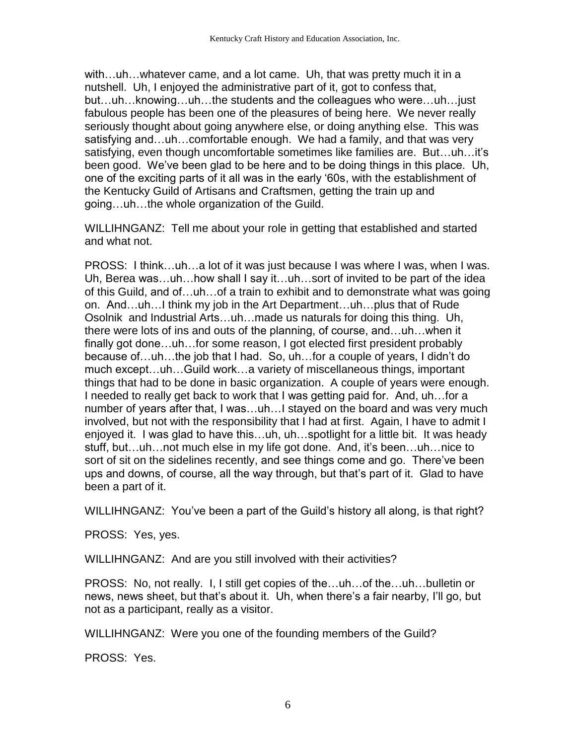with…uh…whatever came, and a lot came. Uh, that was pretty much it in a nutshell. Uh, I enjoyed the administrative part of it, got to confess that, but…uh…knowing…uh…the students and the colleagues who were…uh…just fabulous people has been one of the pleasures of being here. We never really seriously thought about going anywhere else, or doing anything else. This was satisfying and…uh…comfortable enough. We had a family, and that was very satisfying, even though uncomfortable sometimes like families are. But…uh…it's been good. We've been glad to be here and to be doing things in this place. Uh, one of the exciting parts of it all was in the early '60s, with the establishment of the Kentucky Guild of Artisans and Craftsmen, getting the train up and going…uh…the whole organization of the Guild.

WILLIHNGANZ: Tell me about your role in getting that established and started and what not.

PROSS: I think…uh…a lot of it was just because I was where I was, when I was. Uh, Berea was…uh…how shall I say it…uh…sort of invited to be part of the idea of this Guild, and of…uh…of a train to exhibit and to demonstrate what was going on. And…uh…I think my job in the Art Department…uh…plus that of Rude Osolnik and Industrial Arts…uh…made us naturals for doing this thing. Uh, there were lots of ins and outs of the planning, of course, and…uh…when it finally got done…uh…for some reason, I got elected first president probably because of…uh…the job that I had. So, uh…for a couple of years, I didn't do much except…uh…Guild work…a variety of miscellaneous things, important things that had to be done in basic organization. A couple of years were enough. I needed to really get back to work that I was getting paid for. And, uh…for a number of years after that, I was…uh…I stayed on the board and was very much involved, but not with the responsibility that I had at first. Again, I have to admit I enjoyed it. I was glad to have this…uh, uh…spotlight for a little bit. It was heady stuff, but…uh…not much else in my life got done. And, it's been…uh…nice to sort of sit on the sidelines recently, and see things come and go. There've been ups and downs, of course, all the way through, but that's part of it. Glad to have been a part of it.

WILLIHNGANZ: You've been a part of the Guild's history all along, is that right?

PROSS: Yes, yes.

WILLIHNGANZ: And are you still involved with their activities?

PROSS: No, not really. I, I still get copies of the…uh…of the…uh…bulletin or news, news sheet, but that's about it. Uh, when there's a fair nearby, I'll go, but not as a participant, really as a visitor.

WILLIHNGANZ: Were you one of the founding members of the Guild?

PROSS: Yes.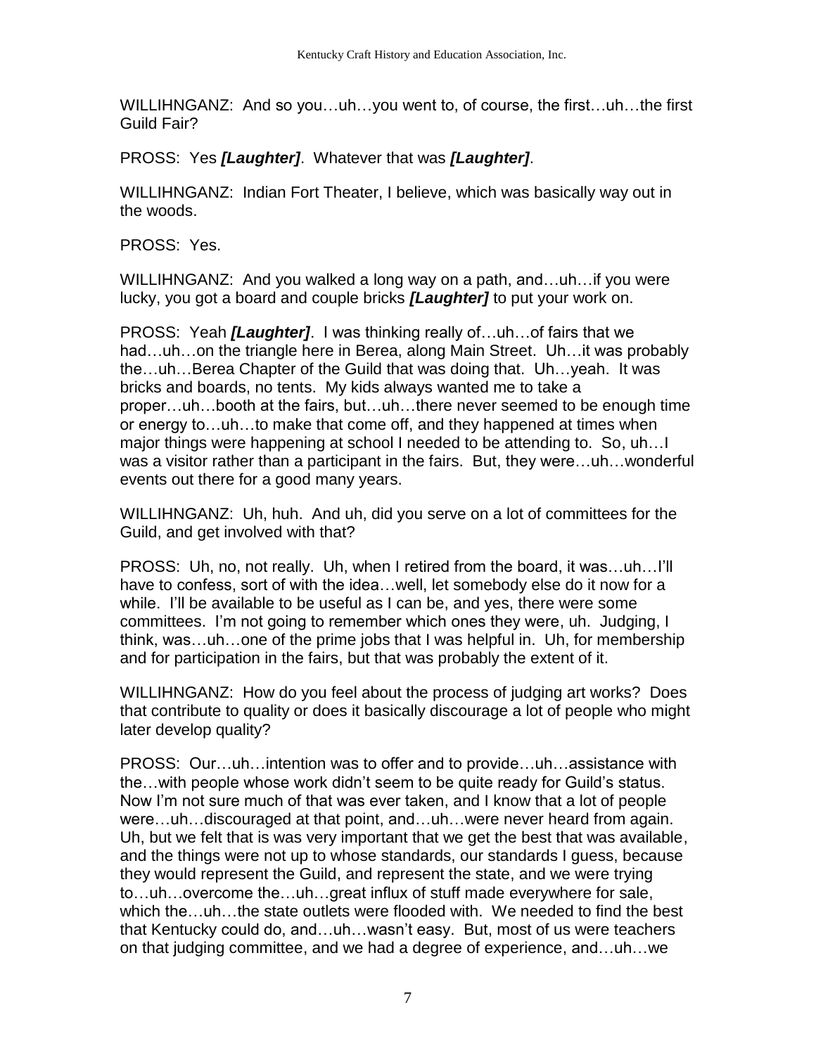WILLIHNGANZ: And so you…uh…you went to, of course, the first…uh…the first Guild Fair?

PROSS: Yes ***[Laughter]***. Whatever that was ***[Laughter]***.

WILLIHNGANZ: Indian Fort Theater, I believe, which was basically way out in the woods.

PROSS: Yes.

WILLIHNGANZ: And you walked a long way on a path, and…uh…if you were lucky, you got a board and couple bricks ***[Laughter]*** to put your work on.

PROSS: Yeah ***[Laughter]***. I was thinking really of…uh…of fairs that we had…uh…on the triangle here in Berea, along Main Street. Uh…it was probably the…uh…Berea Chapter of the Guild that was doing that. Uh…yeah. It was bricks and boards, no tents. My kids always wanted me to take a proper…uh…booth at the fairs, but…uh…there never seemed to be enough time or energy to…uh…to make that come off, and they happened at times when major things were happening at school I needed to be attending to. So, uh…I was a visitor rather than a participant in the fairs. But, they were…uh…wonderful events out there for a good many years.

WILLIHNGANZ: Uh, huh. And uh, did you serve on a lot of committees for the Guild, and get involved with that?

PROSS: Uh, no, not really. Uh, when I retired from the board, it was…uh…I'll have to confess, sort of with the idea…well, let somebody else do it now for a while. I'll be available to be useful as I can be, and yes, there were some committees. I'm not going to remember which ones they were, uh. Judging, I think, was…uh…one of the prime jobs that I was helpful in. Uh, for membership and for participation in the fairs, but that was probably the extent of it.

WILLIHNGANZ: How do you feel about the process of judging art works? Does that contribute to quality or does it basically discourage a lot of people who might later develop quality?

PROSS: Our…uh…intention was to offer and to provide…uh…assistance with the…with people whose work didn't seem to be quite ready for Guild's status. Now I'm not sure much of that was ever taken, and I know that a lot of people were…uh…discouraged at that point, and…uh…were never heard from again. Uh, but we felt that is was very important that we get the best that was available, and the things were not up to whose standards, our standards I guess, because they would represent the Guild, and represent the state, and we were trying to…uh…overcome the…uh…great influx of stuff made everywhere for sale, which the…uh…the state outlets were flooded with. We needed to find the best that Kentucky could do, and…uh…wasn't easy. But, most of us were teachers on that judging committee, and we had a degree of experience, and…uh…we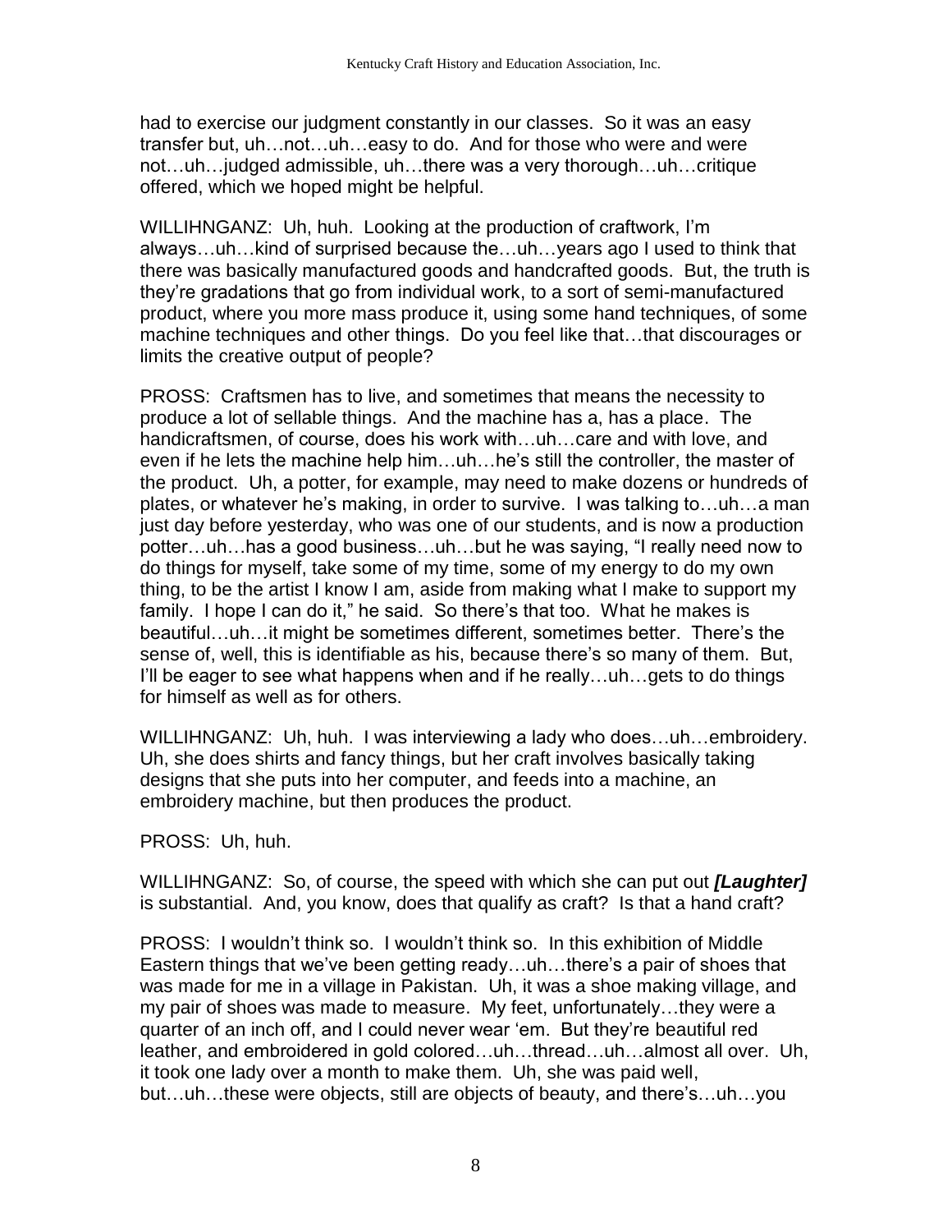had to exercise our judgment constantly in our classes. So it was an easy transfer but, uh…not…uh…easy to do. And for those who were and were not…uh…judged admissible, uh…there was a very thorough…uh…critique offered, which we hoped might be helpful.

WILLIHNGANZ: Uh, huh. Looking at the production of craftwork, I'm always…uh…kind of surprised because the…uh…years ago I used to think that there was basically manufactured goods and handcrafted goods. But, the truth is they're gradations that go from individual work, to a sort of semi-manufactured product, where you more mass produce it, using some hand techniques, of some machine techniques and other things. Do you feel like that…that discourages or limits the creative output of people?

PROSS: Craftsmen has to live, and sometimes that means the necessity to produce a lot of sellable things. And the machine has a, has a place. The handicraftsmen, of course, does his work with…uh…care and with love, and even if he lets the machine help him…uh…he's still the controller, the master of the product. Uh, a potter, for example, may need to make dozens or hundreds of plates, or whatever he's making, in order to survive. I was talking to…uh…a man just day before yesterday, who was one of our students, and is now a production potter…uh…has a good business…uh…but he was saying, "I really need now to do things for myself, take some of my time, some of my energy to do my own thing, to be the artist I know I am, aside from making what I make to support my family. I hope I can do it," he said. So there's that too. What he makes is beautiful…uh…it might be sometimes different, sometimes better. There's the sense of, well, this is identifiable as his, because there's so many of them. But, I'll be eager to see what happens when and if he really…uh…gets to do things for himself as well as for others.

WILLIHNGANZ: Uh, huh. I was interviewing a lady who does…uh…embroidery. Uh, she does shirts and fancy things, but her craft involves basically taking designs that she puts into her computer, and feeds into a machine, an embroidery machine, but then produces the product.

PROSS: Uh, huh.

WILLIHNGANZ: So, of course, the speed with which she can put out ***[Laughter]*** is substantial. And, you know, does that qualify as craft? Is that a hand craft?

PROSS: I wouldn't think so. I wouldn't think so. In this exhibition of Middle Eastern things that we've been getting ready…uh…there's a pair of shoes that was made for me in a village in Pakistan. Uh, it was a shoe making village, and my pair of shoes was made to measure. My feet, unfortunately…they were a quarter of an inch off, and I could never wear 'em. But they're beautiful red leather, and embroidered in gold colored…uh…thread…uh…almost all over. Uh, it took one lady over a month to make them. Uh, she was paid well, but…uh…these were objects, still are objects of beauty, and there's…uh…you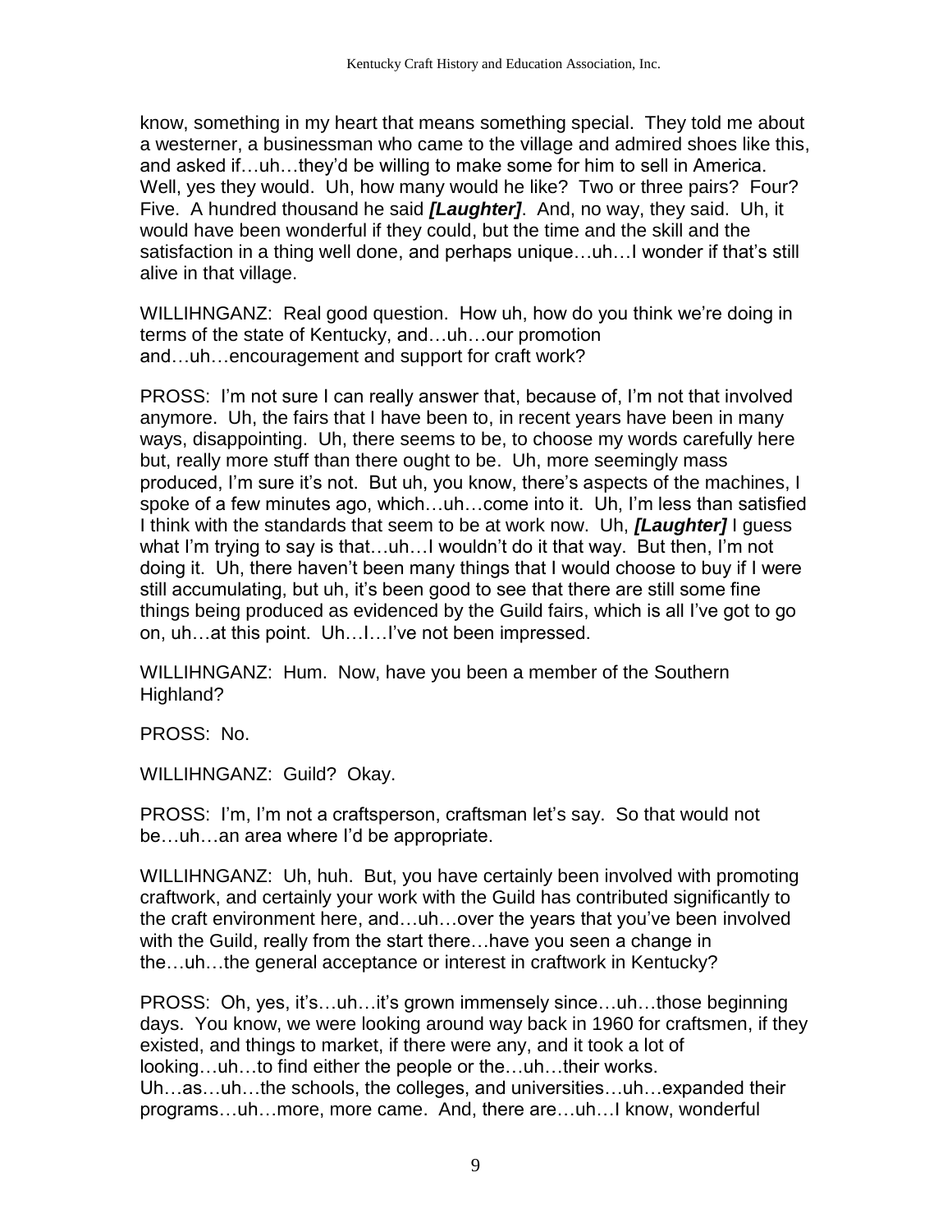know, something in my heart that means something special. They told me about a westerner, a businessman who came to the village and admired shoes like this, and asked if…uh…they'd be willing to make some for him to sell in America. Well, yes they would. Uh, how many would he like? Two or three pairs? Four? Five. A hundred thousand he said ***[Laughter]***. And, no way, they said. Uh, it would have been wonderful if they could, but the time and the skill and the satisfaction in a thing well done, and perhaps unique…uh…I wonder if that's still alive in that village.

WILLIHNGANZ: Real good question. How uh, how do you think we're doing in terms of the state of Kentucky, and…uh…our promotion and…uh…encouragement and support for craft work?

PROSS: I'm not sure I can really answer that, because of, I'm not that involved anymore. Uh, the fairs that I have been to, in recent years have been in many ways, disappointing. Uh, there seems to be, to choose my words carefully here but, really more stuff than there ought to be. Uh, more seemingly mass produced, I'm sure it's not. But uh, you know, there's aspects of the machines, I spoke of a few minutes ago, which…uh…come into it. Uh, I'm less than satisfied I think with the standards that seem to be at work now. Uh, ***[Laughter]*** I guess what I'm trying to say is that…uh…I wouldn't do it that way. But then, I'm not doing it. Uh, there haven't been many things that I would choose to buy if I were still accumulating, but uh, it's been good to see that there are still some fine things being produced as evidenced by the Guild fairs, which is all I've got to go on, uh…at this point. Uh…I…I've not been impressed.

WILLIHNGANZ: Hum. Now, have you been a member of the Southern Highland?

PROSS: No.

WILLIHNGANZ: Guild? Okay.

PROSS: I'm, I'm not a craftsperson, craftsman let's say. So that would not be…uh…an area where I'd be appropriate.

WILLIHNGANZ: Uh, huh. But, you have certainly been involved with promoting craftwork, and certainly your work with the Guild has contributed significantly to the craft environment here, and…uh…over the years that you've been involved with the Guild, really from the start there…have you seen a change in the…uh…the general acceptance or interest in craftwork in Kentucky?

PROSS: Oh, yes, it's…uh…it's grown immensely since…uh…those beginning days. You know, we were looking around way back in 1960 for craftsmen, if they existed, and things to market, if there were any, and it took a lot of looking…uh…to find either the people or the…uh…their works. Uh…as…uh…the schools, the colleges, and universities…uh…expanded their programs…uh…more, more came. And, there are…uh…I know, wonderful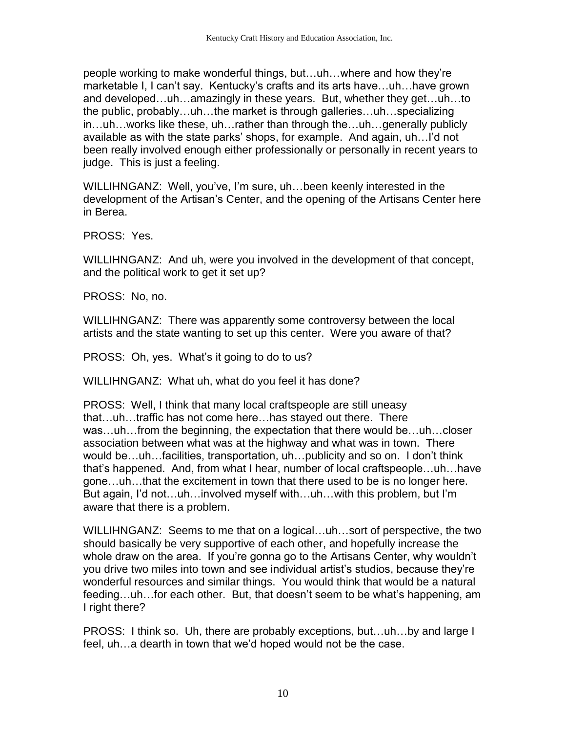people working to make wonderful things, but…uh…where and how they're marketable I, I can't say. Kentucky's crafts and its arts have…uh…have grown and developed…uh…amazingly in these years. But, whether they get…uh…to the public, probably…uh…the market is through galleries…uh…specializing in…uh…works like these, uh…rather than through the…uh…generally publicly available as with the state parks' shops, for example. And again, uh…I'd not been really involved enough either professionally or personally in recent years to judge. This is just a feeling.

WILLIHNGANZ: Well, you've, I'm sure, uh…been keenly interested in the development of the Artisan's Center, and the opening of the Artisans Center here in Berea.

PROSS: Yes.

WILLIHNGANZ: And uh, were you involved in the development of that concept, and the political work to get it set up?

PROSS: No, no.

WILLIHNGANZ: There was apparently some controversy between the local artists and the state wanting to set up this center. Were you aware of that?

PROSS: Oh, yes. What's it going to do to us?

WILLIHNGANZ: What uh, what do you feel it has done?

PROSS: Well, I think that many local craftspeople are still uneasy that…uh…traffic has not come here…has stayed out there. There was…uh…from the beginning, the expectation that there would be…uh…closer association between what was at the highway and what was in town. There would be…uh…facilities, transportation, uh…publicity and so on. I don't think that's happened. And, from what I hear, number of local craftspeople…uh…have gone…uh…that the excitement in town that there used to be is no longer here. But again, I'd not…uh…involved myself with…uh…with this problem, but I'm aware that there is a problem.

WILLIHNGANZ: Seems to me that on a logical…uh…sort of perspective, the two should basically be very supportive of each other, and hopefully increase the whole draw on the area. If you're gonna go to the Artisans Center, why wouldn't you drive two miles into town and see individual artist's studios, because they're wonderful resources and similar things. You would think that would be a natural feeding…uh…for each other. But, that doesn't seem to be what's happening, am I right there?

PROSS: I think so. Uh, there are probably exceptions, but…uh…by and large I feel, uh…a dearth in town that we'd hoped would not be the case.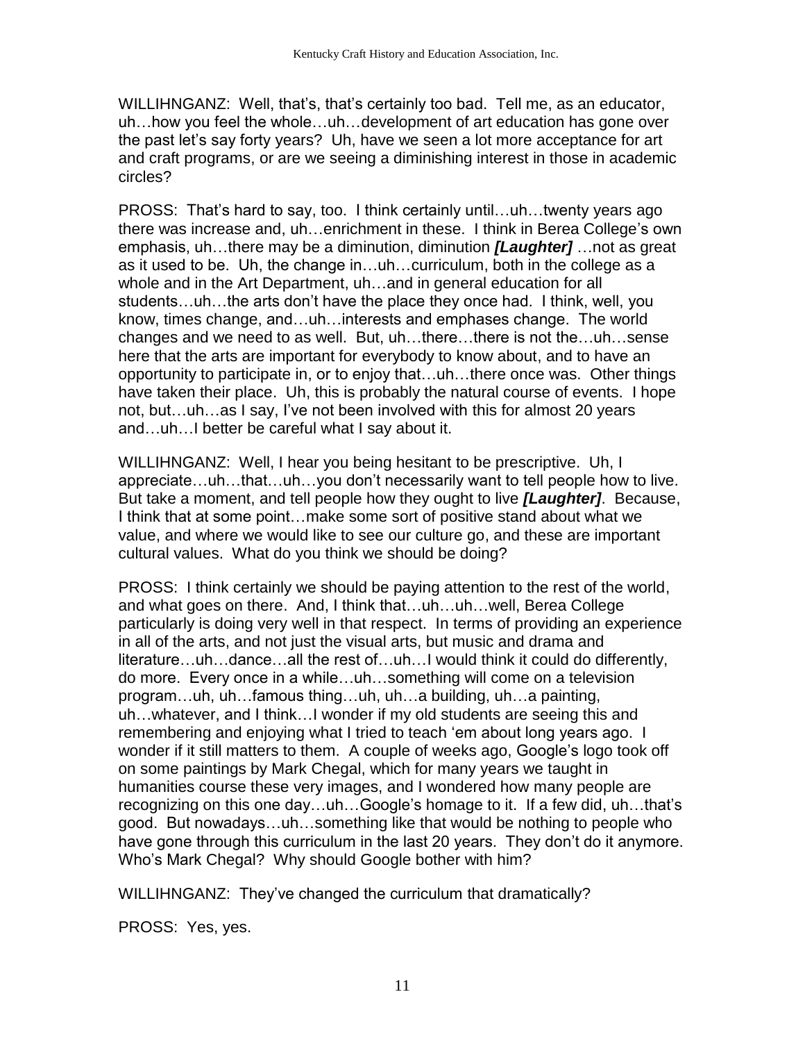WILLIHNGANZ: Well, that's, that's certainly too bad. Tell me, as an educator, uh…how you feel the whole…uh…development of art education has gone over the past let's say forty years? Uh, have we seen a lot more acceptance for art and craft programs, or are we seeing a diminishing interest in those in academic circles?

PROSS: That's hard to say, too. I think certainly until…uh…twenty years ago there was increase and, uh…enrichment in these. I think in Berea College's own emphasis, uh…there may be a diminution, diminution ***[Laughter]*** …not as great as it used to be. Uh, the change in…uh…curriculum, both in the college as a whole and in the Art Department, uh…and in general education for all students…uh…the arts don't have the place they once had. I think, well, you know, times change, and…uh…interests and emphases change. The world changes and we need to as well. But, uh…there…there is not the…uh…sense here that the arts are important for everybody to know about, and to have an opportunity to participate in, or to enjoy that…uh…there once was. Other things have taken their place. Uh, this is probably the natural course of events. I hope not, but…uh…as I say, I've not been involved with this for almost 20 years and…uh…I better be careful what I say about it.

WILLIHNGANZ: Well, I hear you being hesitant to be prescriptive. Uh, I appreciate…uh…that…uh…you don't necessarily want to tell people how to live. But take a moment, and tell people how they ought to live ***[Laughter]***. Because, I think that at some point…make some sort of positive stand about what we value, and where we would like to see our culture go, and these are important cultural values. What do you think we should be doing?

PROSS: I think certainly we should be paying attention to the rest of the world, and what goes on there. And, I think that…uh…uh…well, Berea College particularly is doing very well in that respect. In terms of providing an experience in all of the arts, and not just the visual arts, but music and drama and literature…uh…dance…all the rest of…uh…I would think it could do differently, do more. Every once in a while…uh…something will come on a television program…uh, uh…famous thing…uh, uh…a building, uh…a painting, uh…whatever, and I think…I wonder if my old students are seeing this and remembering and enjoying what I tried to teach 'em about long years ago. I wonder if it still matters to them. A couple of weeks ago, Google's logo took off on some paintings by Mark Chegal, which for many years we taught in humanities course these very images, and I wondered how many people are recognizing on this one day…uh…Google's homage to it. If a few did, uh…that's good. But nowadays…uh…something like that would be nothing to people who have gone through this curriculum in the last 20 years. They don't do it anymore. Who's Mark Chegal? Why should Google bother with him?

WILLIHNGANZ: They've changed the curriculum that dramatically?

PROSS: Yes, yes.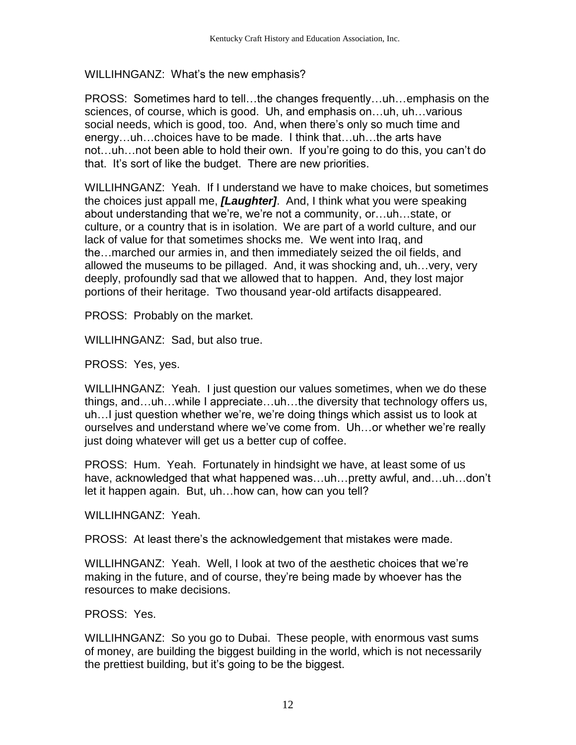WILLIHNGANZ: What's the new emphasis?

PROSS: Sometimes hard to tell…the changes frequently…uh…emphasis on the sciences, of course, which is good. Uh, and emphasis on…uh, uh…various social needs, which is good, too. And, when there's only so much time and energy…uh…choices have to be made. I think that…uh…the arts have not…uh…not been able to hold their own. If you're going to do this, you can't do that. It's sort of like the budget. There are new priorities.

WILLIHNGANZ: Yeah. If I understand we have to make choices, but sometimes the choices just appall me, ***[Laughter]***. And, I think what you were speaking about understanding that we're, we're not a community, or…uh…state, or culture, or a country that is in isolation. We are part of a world culture, and our lack of value for that sometimes shocks me. We went into Iraq, and the…marched our armies in, and then immediately seized the oil fields, and allowed the museums to be pillaged. And, it was shocking and, uh…very, very deeply, profoundly sad that we allowed that to happen. And, they lost major portions of their heritage. Two thousand year-old artifacts disappeared.

PROSS: Probably on the market.

WILLIHNGANZ: Sad, but also true.

PROSS: Yes, yes.

WILLIHNGANZ: Yeah. I just question our values sometimes, when we do these things, and…uh…while I appreciate…uh…the diversity that technology offers us, uh…I just question whether we're, we're doing things which assist us to look at ourselves and understand where we've come from. Uh…or whether we're really just doing whatever will get us a better cup of coffee.

PROSS: Hum. Yeah. Fortunately in hindsight we have, at least some of us have, acknowledged that what happened was…uh…pretty awful, and…uh…don't let it happen again. But, uh…how can, how can you tell?

WILLIHNGANZ: Yeah.

PROSS: At least there's the acknowledgement that mistakes were made.

WILLIHNGANZ: Yeah. Well, I look at two of the aesthetic choices that we're making in the future, and of course, they're being made by whoever has the resources to make decisions.

PROSS: Yes.

WILLIHNGANZ: So you go to Dubai. These people, with enormous vast sums of money, are building the biggest building in the world, which is not necessarily the prettiest building, but it's going to be the biggest.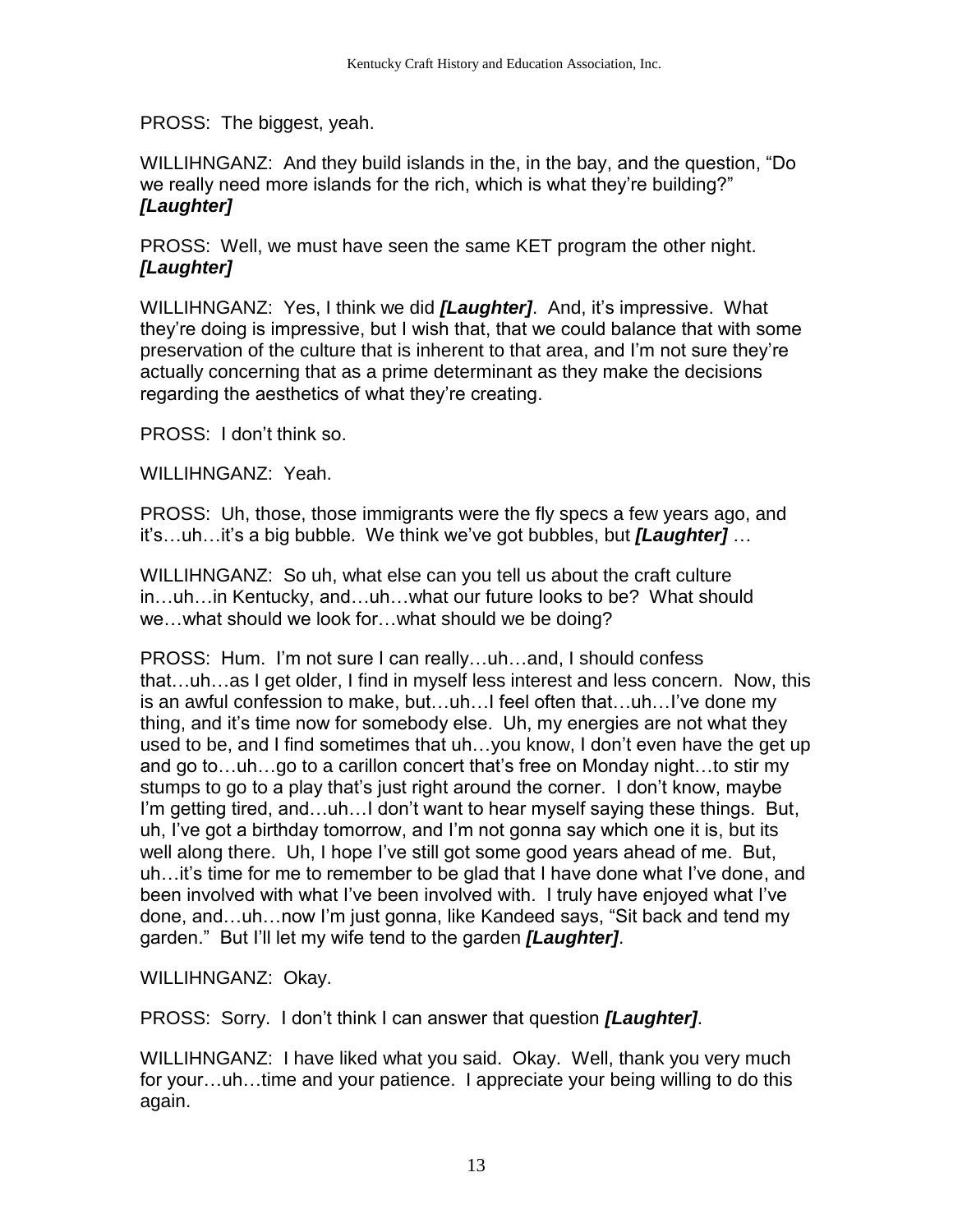PROSS: The biggest, yeah.

WILLIHNGANZ: And they build islands in the, in the bay, and the question, "Do we really need more islands for the rich, which is what they're building?" ***[Laughter]***

PROSS: Well, we must have seen the same KET program the other night. ***[Laughter]***

WILLIHNGANZ: Yes, I think we did ***[Laughter]***. And, it's impressive. What they're doing is impressive, but I wish that, that we could balance that with some preservation of the culture that is inherent to that area, and I'm not sure they're actually concerning that as a prime determinant as they make the decisions regarding the aesthetics of what they're creating.

PROSS: I don't think so.

WILLIHNGANZ: Yeah.

PROSS: Uh, those, those immigrants were the fly specs a few years ago, and it's…uh…it's a big bubble. We think we've got bubbles, but ***[Laughter]*** …

WILLIHNGANZ: So uh, what else can you tell us about the craft culture in…uh…in Kentucky, and…uh…what our future looks to be? What should we…what should we look for…what should we be doing?

PROSS: Hum. I'm not sure I can really…uh…and, I should confess that…uh…as I get older, I find in myself less interest and less concern. Now, this is an awful confession to make, but…uh…I feel often that…uh…I've done my thing, and it's time now for somebody else. Uh, my energies are not what they used to be, and I find sometimes that uh…you know, I don't even have the get up and go to…uh…go to a carillon concert that's free on Monday night…to stir my stumps to go to a play that's just right around the corner. I don't know, maybe I'm getting tired, and…uh…I don't want to hear myself saying these things. But, uh, I've got a birthday tomorrow, and I'm not gonna say which one it is, but its well along there. Uh, I hope I've still got some good years ahead of me. But, uh…it's time for me to remember to be glad that I have done what I've done, and been involved with what I've been involved with. I truly have enjoyed what I've done, and…uh…now I'm just gonna, like Kandeed says, "Sit back and tend my garden." But I'll let my wife tend to the garden ***[Laughter]***.

WILLIHNGANZ: Okay.

PROSS: Sorry. I don't think I can answer that question ***[Laughter]***.

WILLIHNGANZ: I have liked what you said. Okay. Well, thank you very much for your…uh…time and your patience. I appreciate your being willing to do this again.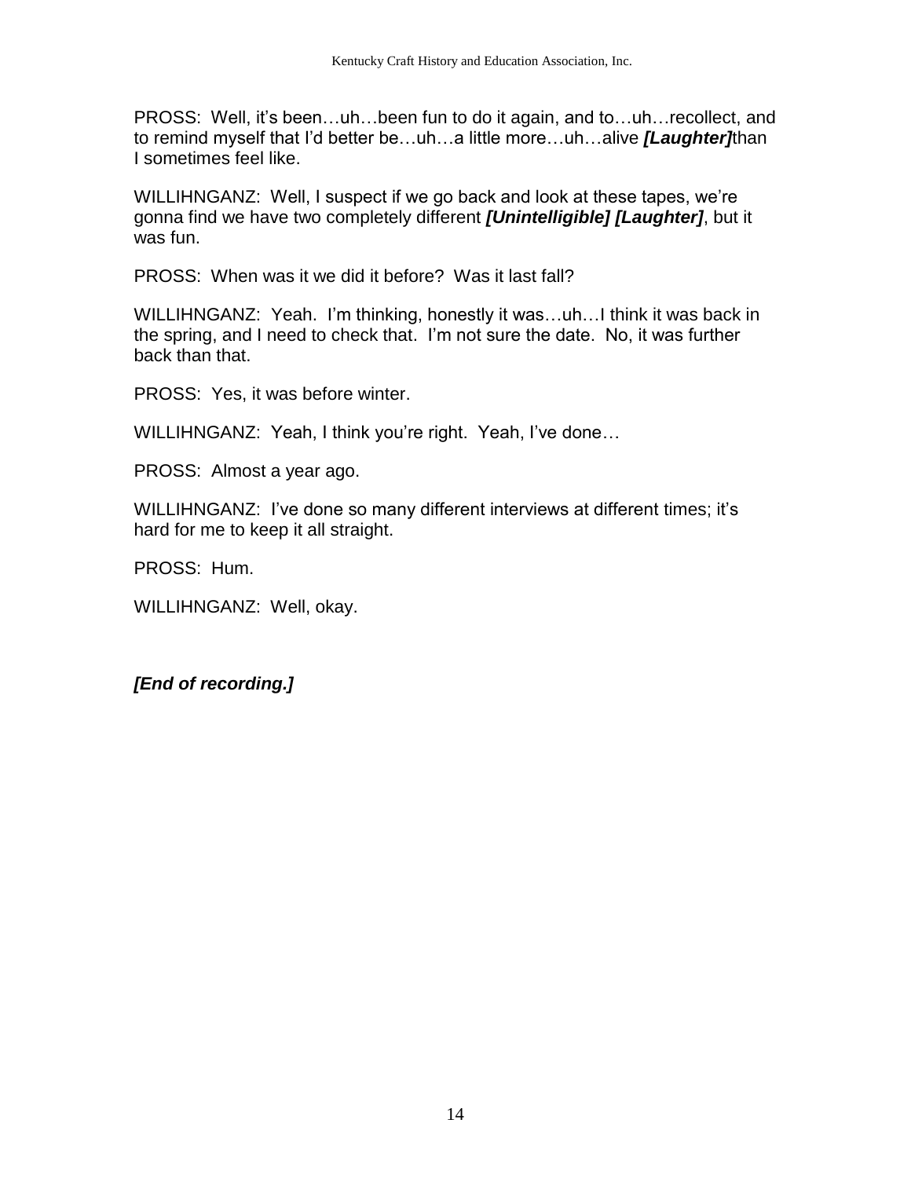PROSS: Well, it's been…uh…been fun to do it again, and to…uh…recollect, and to remind myself that I'd better be…uh…a little more…uh…alive ***[Laughter]***than I sometimes feel like.

WILLIHNGANZ: Well, I suspect if we go back and look at these tapes, we're gonna find we have two completely different ***[Unintelligible] [Laughter]***, but it was fun.

PROSS: When was it we did it before? Was it last fall?

WILLIHNGANZ: Yeah. I'm thinking, honestly it was…uh…I think it was back in the spring, and I need to check that. I'm not sure the date. No, it was further back than that.

PROSS: Yes, it was before winter.

WILLIHNGANZ: Yeah, I think you're right. Yeah, I've done…

PROSS: Almost a year ago.

WILLIHNGANZ: I've done so many different interviews at different times; it's hard for me to keep it all straight.

PROSS: Hum.

WILLIHNGANZ: Well, okay.

***[End of recording.]***